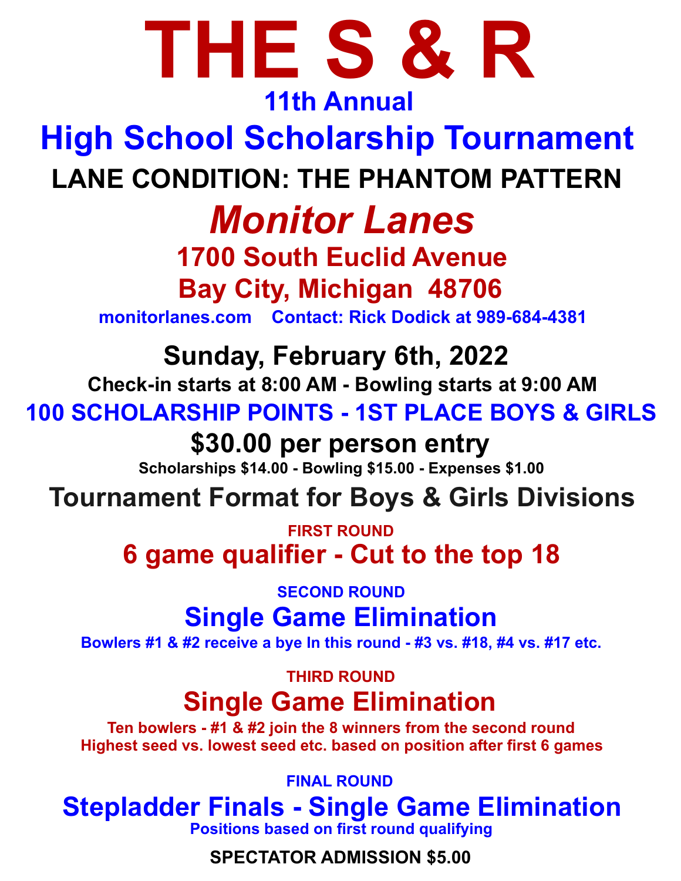# THE S & R

## 11th Annual

## High School Scholarship Tournament

**LANE CONDITION: THE PHANTOM PATTERN**

## *Monitor Lanes*

**1700 South Euclid Avenue**

**Bay City, Michigan 48706**

**monitorlanes.com Contact: Rick Dodick at 989-684-4381**

## Sunday, February 6th, 2022

**Check-in starts at 8:00 AM - Bowling starts at 9:00 AM**

**100 SCHOLARSHIP POINTS - 1ST PLACE BOYS & GIRLS**

## $30.00 per person entry

**Scholarships $14.00 - Bowling $15.00 - Expenses $1.00**

## Tournament Format for Boys & Girls Divisions

**FIRST ROUND**

### 6 game qualifier - Cut to the top 18

**SECOND ROUND**

### Single Game Elimination

**Bowlers #1 & #2 receive a bye In this round - #3 vs. #18, #4 vs. #17 etc.**

**THIRD ROUND**

### Single Game Elimination

**Ten bowlers - #1 & #2 join the 8 winners from the second round**
**Highest seed vs. lowest seed etc. based on position after first 6 games**

**FINAL ROUND**

### Stepladder Finals - Single Game Elimination

**Positions based on first round qualifying**

**SPECTATOR ADMISSION $5.00**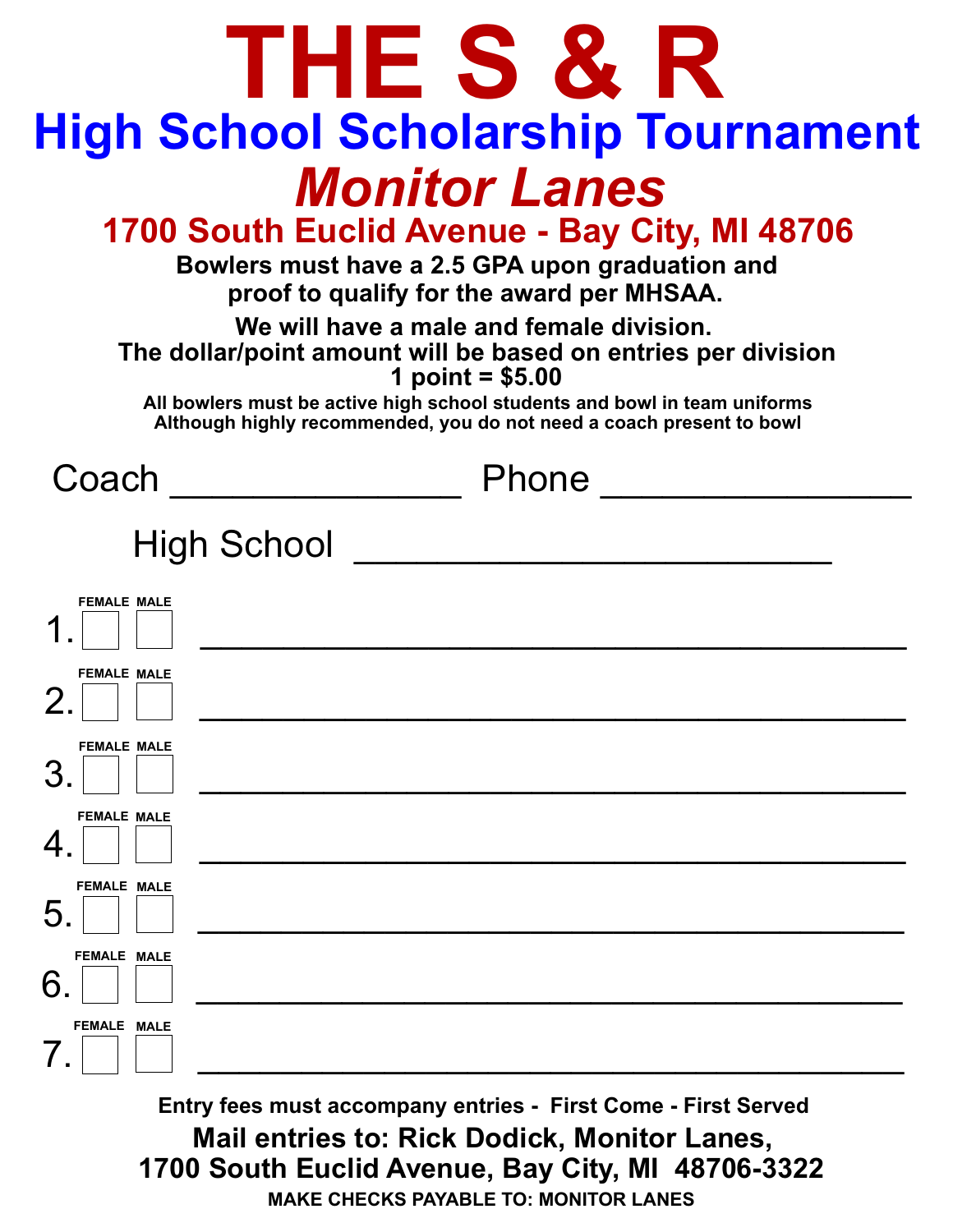# THE S & R

## High School Scholarship Tournament

## *Monitor Lanes*

### 1700 South Euclid Avenue - Bay City, MI 48706

**Bowlers must have a 2.5 GPA upon graduation and proof to qualify for the award per MHSAA.**

**We will have a male and female division.**
**The dollar/point amount will be based on entries per division**
**1 point = $5.00**

**All bowlers must be active high school students and bowl in team uniforms**
**Although highly recommended, you do not need a coach present to bowl**

Coach _______________ Phone ________________

High School _________________________

1. ☐ FEMALE ☐ MALE ____________________________________
2. ☐ FEMALE ☐ MALE ____________________________________
3. ☐ FEMALE ☐ MALE ____________________________________
4. ☐ FEMALE ☐ MALE ____________________________________
5. ☐ FEMALE ☐ MALE ____________________________________
6. ☐ FEMALE ☐ MALE ____________________________________
7. ☐ FEMALE ☐ MALE ____________________________________

**Entry fees must accompany entries - First Come - First Served**

**Mail entries to: Rick Dodick, Monitor Lanes,**
**1700 South Euclid Avenue, Bay City, MI 48706-3322**

**MAKE CHECKS PAYABLE TO: MONITOR LANES**